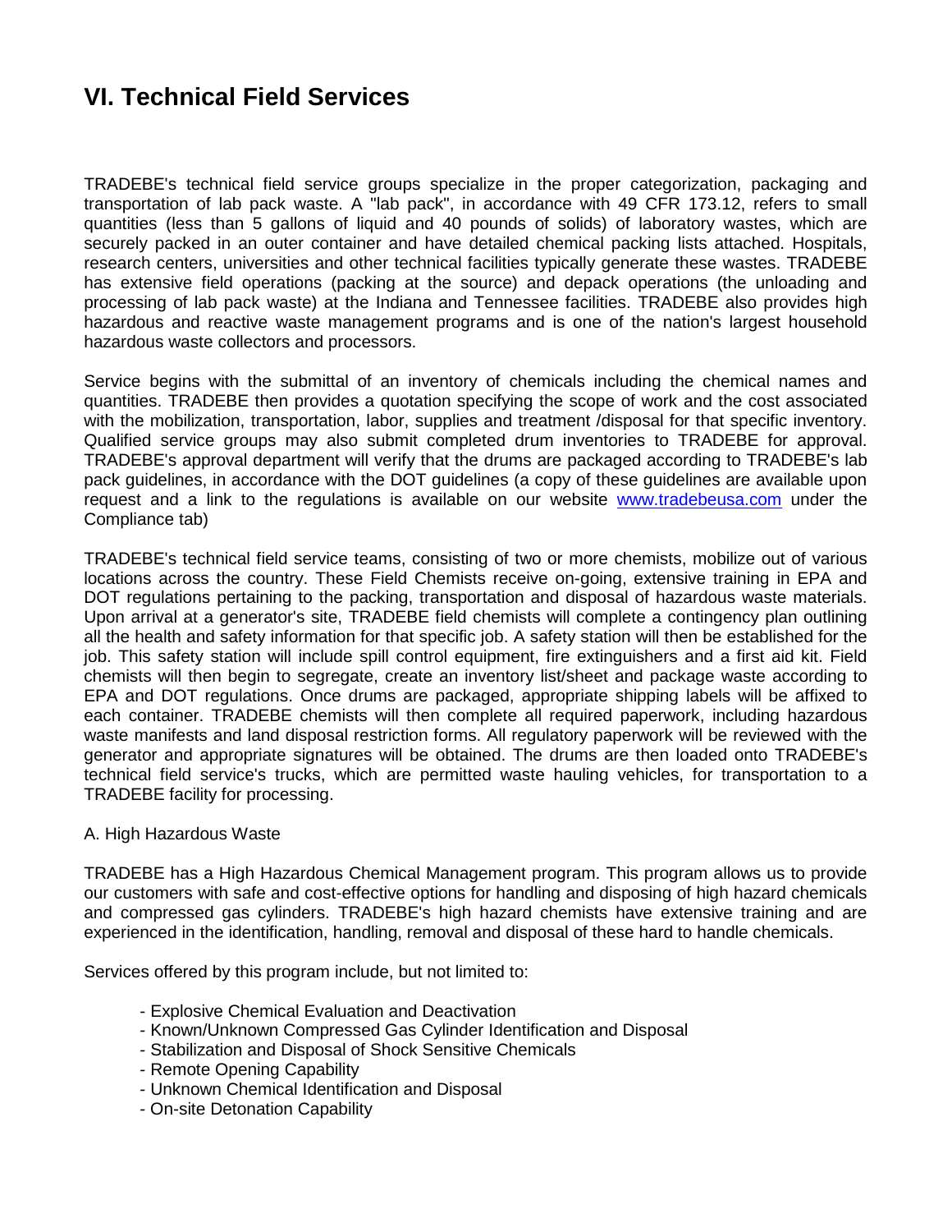# VI. Technical Field Services

TRADEBE's technical field service groups specialize in the proper categorization, packaging and transportation of lab pack waste. A "lab pack", in accordance with 49 CFR 173.12, refers to small quantities (less than 5 gallons of liquid and 40 pounds of solids) of laboratory wastes, which are securely packed in an outer container and have detailed chemical packing lists attached. Hospitals, research centers, universities and other technical facilities typically generate these wastes. TRADEBE has extensive field operations (packing at the source) and depack operations (the unloading and processing of lab pack waste) at the Indiana and Tennessee facilities. TRADEBE also provides high hazardous and reactive waste management programs and is one of the nation's largest household hazardous waste collectors and processors.

Service begins with the submittal of an inventory of chemicals including the chemical names and quantities. TRADEBE then provides a quotation specifying the scope of work and the cost associated with the mobilization, transportation, labor, supplies and treatment /disposal for that specific inventory. Qualified service groups may also submit completed drum inventories to TRADEBE for approval. TRADEBE's approval department will verify that the drums are packaged according to TRADEBE's lab pack guidelines, in accordance with the DOT guidelines (a copy of these guidelines are available upon request and a link to the regulations is available on our website [www.tradebeusa.com](http://www.tradebeusa.com) under the Compliance tab)

TRADEBE's technical field service teams, consisting of two or more chemists, mobilize out of various locations across the country. These Field Chemists receive on-going, extensive training in EPA and DOT regulations pertaining to the packing, transportation and disposal of hazardous waste materials. Upon arrival at a generator's site, TRADEBE field chemists will complete a contingency plan outlining all the health and safety information for that specific job. A safety station will then be established for the job. This safety station will include spill control equipment, fire extinguishers and a first aid kit. Field chemists will then begin to segregate, create an inventory list/sheet and package waste according to EPA and DOT regulations. Once drums are packaged, appropriate shipping labels will be affixed to each container. TRADEBE chemists will then complete all required paperwork, including hazardous waste manifests and land disposal restriction forms. All regulatory paperwork will be reviewed with the generator and appropriate signatures will be obtained. The drums are then loaded onto TRADEBE's technical field service's trucks, which are permitted waste hauling vehicles, for transportation to a TRADEBE facility for processing.

A. High Hazardous Waste

TRADEBE has a High Hazardous Chemical Management program. This program allows us to provide our customers with safe and cost-effective options for handling and disposing of high hazard chemicals and compressed gas cylinders. TRADEBE's high hazard chemists have extensive training and are experienced in the identification, handling, removal and disposal of these hard to handle chemicals.

Services offered by this program include, but not limited to:

- Explosive Chemical Evaluation and Deactivation
- Known/Unknown Compressed Gas Cylinder Identification and Disposal
- Stabilization and Disposal of Shock Sensitive Chemicals
- Remote Opening Capability
- Unknown Chemical Identification and Disposal
- On-site Detonation Capability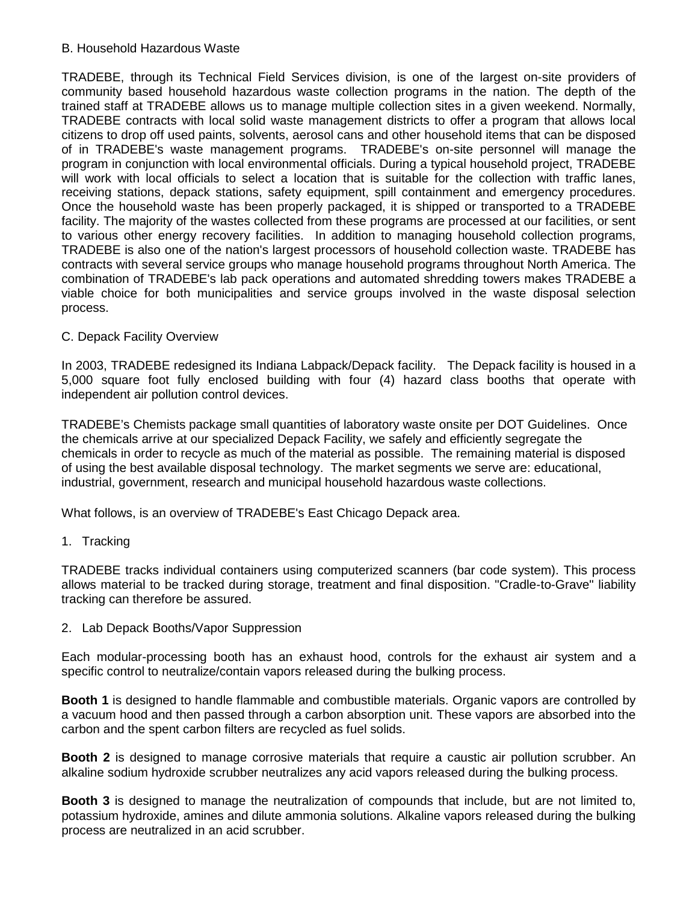## B. Household Hazardous Waste

TRADEBE, through its Technical Field Services division, is one of the largest on-site providers of community based household hazardous waste collection programs in the nation. The depth of the trained staff at TRADEBE allows us to manage multiple collection sites in a given weekend. Normally, TRADEBE contracts with local solid waste management districts to offer a program that allows local citizens to drop off used paints, solvents, aerosol cans and other household items that can be disposed of in TRADEBE's waste management programs. TRADEBE's on-site personnel will manage the program in conjunction with local environmental officials. During a typical household project, TRADEBE will work with local officials to select a location that is suitable for the collection with traffic lanes, receiving stations, depack stations, safety equipment, spill containment and emergency procedures. Once the household waste has been properly packaged, it is shipped or transported to a TRADEBE facility. The majority of the wastes collected from these programs are processed at our facilities, or sent to various other energy recovery facilities. In addition to managing household collection programs, TRADEBE is also one of the nation's largest processors of household collection waste. TRADEBE has contracts with several service groups who manage household programs throughout North America. The combination of TRADEBE's lab pack operations and automated shredding towers makes TRADEBE a viable choice for both municipalities and service groups involved in the waste disposal selection process.

## C. Depack Facility Overview

In 2003, TRADEBE redesigned its Indiana Labpack/Depack facility. The Depack facility is housed in a 5,000 square foot fully enclosed building with four (4) hazard class booths that operate with independent air pollution control devices.

TRADEBE's Chemists package small quantities of laboratory waste onsite per DOT Guidelines. Once the chemicals arrive at our specialized Depack Facility, we safely and efficiently segregate the chemicals in order to recycle as much of the material as possible. The remaining material is disposed of using the best available disposal technology. The market segments we serve are: educational, industrial, government, research and municipal household hazardous waste collections.

What follows, is an overview of TRADEBE's East Chicago Depack area.

### 1. Tracking

TRADEBE tracks individual containers using computerized scanners (bar code system). This process allows material to be tracked during storage, treatment and final disposition. "Cradle-to-Grave" liability tracking can therefore be assured.

### 2. Lab Depack Booths/Vapor Suppression

Each modular-processing booth has an exhaust hood, controls for the exhaust air system and a specific control to neutralize/contain vapors released during the bulking process.

**Booth 1** is designed to handle flammable and combustible materials. Organic vapors are controlled by a vacuum hood and then passed through a carbon absorption unit. These vapors are absorbed into the carbon and the spent carbon filters are recycled as fuel solids.

**Booth 2** is designed to manage corrosive materials that require a caustic air pollution scrubber. An alkaline sodium hydroxide scrubber neutralizes any acid vapors released during the bulking process.

**Booth 3** is designed to manage the neutralization of compounds that include, but are not limited to, potassium hydroxide, amines and dilute ammonia solutions. Alkaline vapors released during the bulking process are neutralized in an acid scrubber.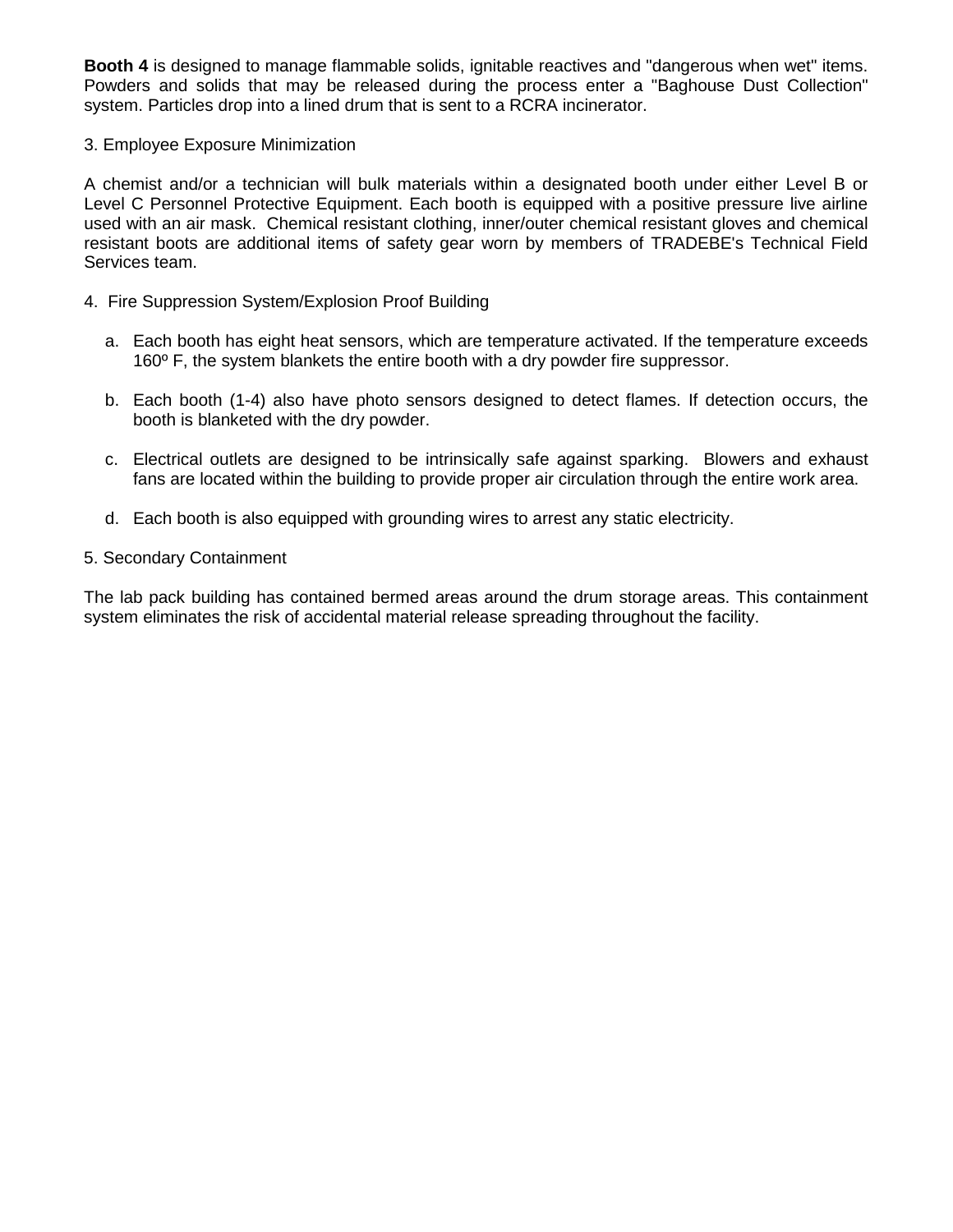**Booth 4** is designed to manage flammable solids, ignitable reactives and "dangerous when wet" items. Powders and solids that may be released during the process enter a "Baghouse Dust Collection" system. Particles drop into a lined drum that is sent to a RCRA incinerator.

3. Employee Exposure Minimization

A chemist and/or a technician will bulk materials within a designated booth under either Level B or Level C Personnel Protective Equipment. Each booth is equipped with a positive pressure live airline used with an air mask. Chemical resistant clothing, inner/outer chemical resistant gloves and chemical resistant boots are additional items of safety gear worn by members of TRADEBE's Technical Field Services team.

4. Fire Suppression System/Explosion Proof Building

a. Each booth has eight heat sensors, which are temperature activated. If the temperature exceeds 160º F, the system blankets the entire booth with a dry powder fire suppressor.

b. Each booth (1-4) also have photo sensors designed to detect flames. If detection occurs, the booth is blanketed with the dry powder.

c. Electrical outlets are designed to be intrinsically safe against sparking. Blowers and exhaust fans are located within the building to provide proper air circulation through the entire work area.

d. Each booth is also equipped with grounding wires to arrest any static electricity.

5. Secondary Containment

The lab pack building has contained bermed areas around the drum storage areas. This containment system eliminates the risk of accidental material release spreading throughout the facility.